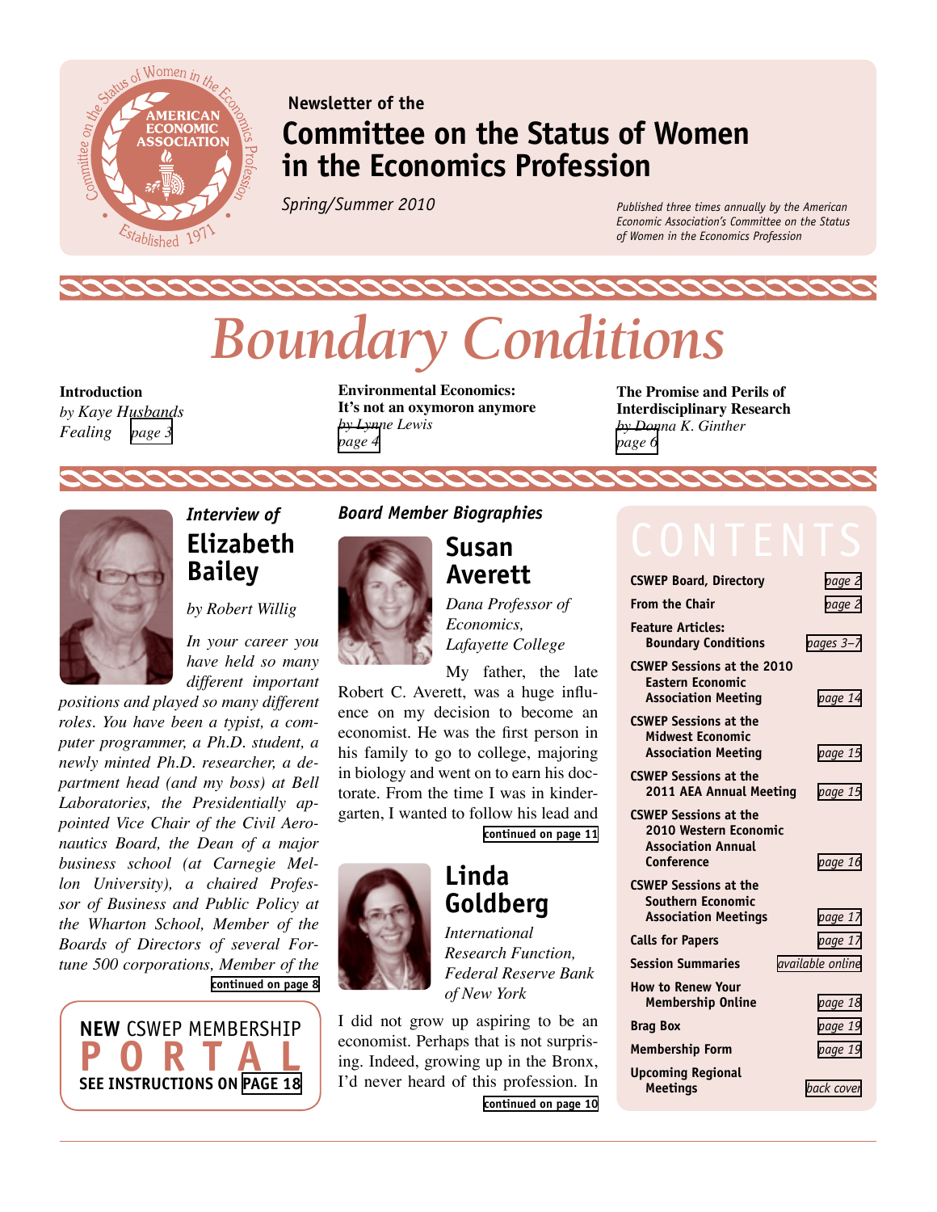Newsletter of the

# Committee on the Status of Women in the Economics Profession

*Spring/Summer 2010*

*Published three times annually by the American Economic Association's Committee on the Status of Women in the Economics Profession*

# *Boundary Conditions*

**Introduction**
*by Kaye Husbands Fealing* *page 3*

**Environmental Economics: It's not an oxymoron anymore**
*by Lynne Lewis*
*page 4*

**The Promise and Perils of Interdisciplinary Research**
*by Donna K. Ginther*
*page 6*

## *Interview of* Elizabeth Bailey

*by Robert Willig*

*In your career you have held so many different important positions and played so many different roles. You have been a typist, a computer programmer, a Ph.D. student, a newly minted Ph.D. researcher, a department head (and my boss) at Bell Laboratories, the Presidentially appointed Vice Chair of the Civil Aeronautics Board, the Dean of a major business school (at Carnegie Mellon University), a chaired Professor of Business and Public Policy at the Wharton School, Member of the Boards of Directors of several Fortune 500 corporations, Member of the*

**continued on page 8**

**NEW** CSWEP MEMBERSHIP **PORTAL**
**SEE INSTRUCTIONS ON PAGE 18**

## *Board Member Biographies*

### Susan Averett

*Dana Professor of Economics, Lafayette College*

My father, the late Robert C. Averett, was a huge influence on my decision to become an economist. He was the first person in his family to go to college, majoring in biology and went on to earn his doctorate. From the time I was in kindergarten, I wanted to follow his lead and

**continued on page 11**

### Linda Goldberg

*International Research Function, Federal Reserve Bank of New York*

I did not grow up aspiring to be an economist. Perhaps that is not surprising. Indeed, growing up in the Bronx, I'd never heard of this profession. In

**continued on page 10**

## CONTENTS

| | |
|---|---|
| **CSWEP Board, Directory** | *page 2* |
| **From the Chair** | *page 2* |
| **Feature Articles: Boundary Conditions** | *pages 3–7* |
| **CSWEP Sessions at the 2010 Eastern Economic Association Meeting** | *page 14* |
| **CSWEP Sessions at the Midwest Economic Association Meeting** | *page 15* |
| **CSWEP Sessions at the 2011 AEA Annual Meeting** | *page 15* |
| **CSWEP Sessions at the 2010 Western Economic Association Annual Conference** | *page 16* |
| **CSWEP Sessions at the Southern Economic Association Meetings** | *page 17* |
| **Calls for Papers** | *page 17* |
| **Session Summaries** | *available online* |
| **How to Renew Your Membership Online** | *page 18* |
| **Brag Box** | *page 19* |
| **Membership Form** | *page 19* |
| **Upcoming Regional Meetings** | *back cover* |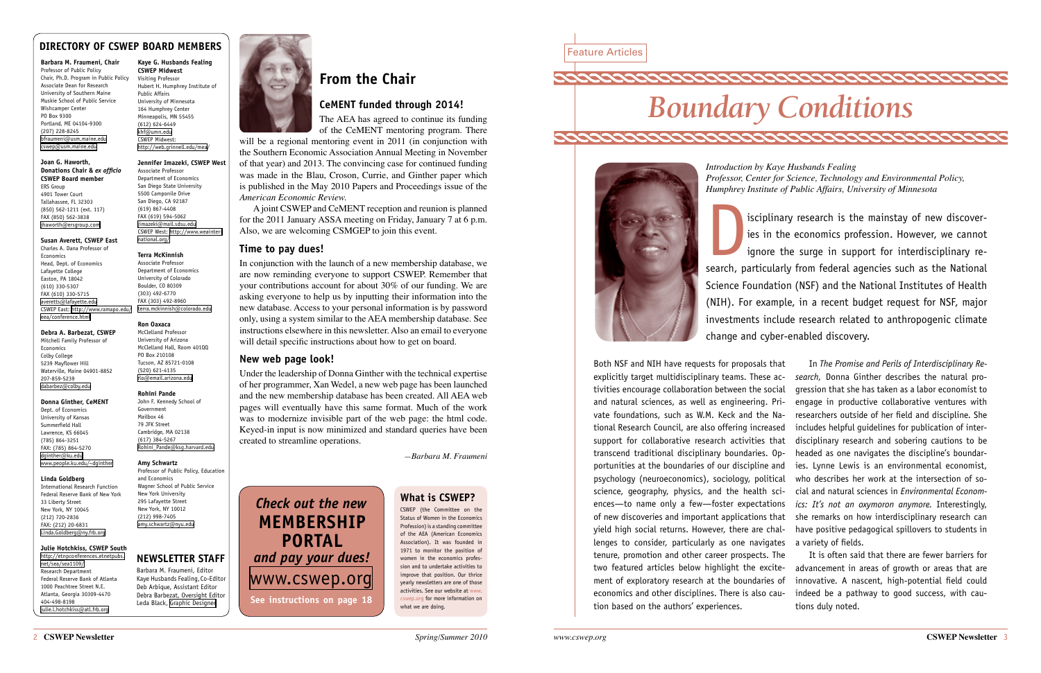## DIRECTORY OF CSWEP BOARD MEMBERS

**Barbara M. Fraumeni, Chair**
Professor of Public Policy
Chair, Ph.D. Program in Public Policy
Associate Dean for Research
University of Southern Maine
Muskie School of Public Service
Wishcamper Center
PO Box 9300
Portland, ME 04104-9300
(207) 228-8245
bfraumeni@usm.maine.edu
cswep@usm.maine.edu

**Joan G. Haworth, Donations Chair & *ex officio* CSWEP Board member**
ERS Group
4901 Tower Court
Tallahassee, FL 32303
(850) 562-1211 (ext. 117)
FAX (850) 562-3838
jhaworth@ersgroup.com

**Susan Averett, CSWEP East**
Charles A. Dana Professor of Economics
Head, Dept. of Economics
Lafayette College
Easton, PA 18042
(610) 330-5307
FAX (610) 330-5715
averetts@lafayette.edu
CSWEP East: http://www.ramapo.edu/eea/conference.html

**Debra A. Barbezat, CSWEP**
Mitchell Family Professor of Economics
Colby College
5239 Mayflower Hill
Waterville, Maine 04901-8852
207-859-5239
dabarbez@colby.edu

**Donna Ginther, CeMENT**
Dept. of Economics
University of Kansas
Summerfield Hall
Lawrence, KS 66045
(785) 864-3251
FAX: (785) 864-5270
dginther@ku.edu
www.people.ku.edu/~dginther

**Linda Goldberg**
International Research Function
Federal Reserve Bank of New York
33 Liberty Street
New York, NY 10045
(212) 720-2836
FAX: (212) 20-6831
Linda.Goldberg@ny.frb.org

**Julie Hotchkiss, CSWEP South**
http://etnpconferences.etnetpubs.net/sea/sea1109/
Research Department
Federal Reserve Bank of Atlanta
1000 Peachtree Street N.E.
Atlanta, Georgia 30309-4470
404-498-8198
julie.l.hotchkiss@atl.frb.org

**Kaye G. Husbands Fealing CSWEP Midwest**
Visiting Professor
Hubert H. Humphrey Institute of Public Affairs
University of Minnesota
164 Humphrey Center
Minneapolis, MN 55455
(612) 624-6449
khf@umn.edu
CSWEP Midwest: http://web.grinnell.edu/mea/

**Jennifer Imazeki, CSWEP West**
Associate Professor
Department of Economics
San Diego State University
5500 Campanile Drive
San Diego, CA 92187
(619) 867-4408
FAX (619) 594-5062
jimazeki@mail.sdsu.edu
CSWEP West: http://www.weainternational.org/

**Terra McKinnish**
Associate Professor
Department of Economics
University of Colorado
Boulder, CO 80309
(303) 492-6770
FAX (303) 492-8960
terra.mckinnish@colorado.edu

**Ron Oaxaca**
McClelland Professor
University of Arizona
McClelland Hall, Room 401QQ
PO Box 210108
Tucson, AZ 85721-0108
(520) 621-4135
rlo@email.arizona.edu

**Rohini Pande**
John F. Kennedy School of Government
Mailbox 46
79 JFK Street
Cambridge, MA 02138
(617) 384-5267
Rohini_Pande@ksg.harvard.edu

**Amy Schwartz**
Professor of Public Policy, Education and Economics
Wagner School of Public Service
New York University
295 Lafayette Street
New York, NY 10012
(212) 998-7405
amy.schwartz@nyu.edu

## NEWSLETTER STAFF

Barbara M. Fraumeni, Editor
Kaye Husbands Fealing, Co-Editor
Deb Arbique, Assistant Editor
Debra Barbezat, Oversight Editor
Leda Black, Graphic Designer

# From the Chair

### CeMENT funded through 2014!

The AEA has agreed to continue its funding of the CeMENT mentoring program. There will be a regional mentoring event in 2011 (in conjunction with the Southern Economic Association Annual Meeting in November of that year) and 2013. The convincing case for continued funding was made in the Blau, Croson, Currie, and Ginther paper which is published in the May 2010 Papers and Proceedings issue of the *American Economic Review.*

A joint CSWEP and CeMENT reception and reunion is planned for the 2011 January ASSA meeting on Friday, January 7 at 6 p.m. Also, we are welcoming CSMGEP to join this event.

### Time to pay dues!

In conjunction with the launch of a new membership database, we are now reminding everyone to support CSWEP. Remember that your contributions account for about 30% of our funding. We are asking everyone to help us by inputting their information into the new database. Access to your personal information is by password only, using a system similar to the AEA membership database. See instructions elsewhere in this newsletter. Also an email to everyone will detail specific instructions about how to get on board.

### New web page look!

Under the leadership of Donna Ginther with the technical expertise of her programmer, Xan Wedel, a new web page has been launched and the new membership database has been created. All AEA web pages will eventually have this same format. Much of the work was to modernize invisible part of the web page: the html code. Keyed-in input is now minimized and standard queries have been created to streamline operations.

—*Barbara M. Fraumeni*

***Check out the new* MEMBERSHIP PORTAL *and pay your dues!***

www.cswep.org

**See instructions on page 18**

### What is CSWEP?

CSWEP (the Committee on the Status of Women in the Economics Profession) is a standing committee of the AEA (American Economics Association). It was founded in 1971 to monitor the position of women in the economics profession and to undertake activities to improve that position. Our thrice yearly newsletters are one of those activities. See our website at www.cswep.org for more information on what we are doing.

Feature Articles

# *Boundary Conditions*

*Introduction by Kaye Husbands Fealing*
*Professor, Center for Science, Technology and Environmental Policy, Humphrey Institute of Public Affairs, University of Minnesota*

Disciplinary research is the mainstay of new discoveries in the economics profession. However, we cannot ignore the surge in support for interdisciplinary research, particularly from federal agencies such as the National Science Foundation (NSF) and the National Institutes of Health (NIH). For example, in a recent budget request for NSF, major investments include research related to anthropogenic climate change and cyber-enabled discovery.

Both NSF and NIH have requests for proposals that explicitly target multidisciplinary teams. These activities encourage collaboration between the social and natural sciences, as well as engineering. Private foundations, such as W.M. Keck and the National Research Council, are also offering increased support for collaborative research activities that transcend traditional disciplinary boundaries. Opportunities at the boundaries of our discipline and psychology (neuroeconomics), sociology, political science, geography, physics, and the health sciences—to name only a few—foster expectations of new discoveries and important applications that yield high social returns. However, there are challenges to consider, particularly as one navigates tenure, promotion and other career prospects. The two featured articles below highlight the excitement of exploratory research at the boundaries of economics and other disciplines. There is also caution based on the authors' experiences.

In *The Promise and Perils of Interdisciplinary Research*, Donna Ginther describes the natural progression that she has taken as a labor economist to engage in productive collaborative ventures with researchers outside of her field and discipline. She includes helpful guidelines for publication of interdisciplinary research and sobering cautions to be headed as one navigates the discipline's boundaries. Lynne Lewis is an environmental economist, who describes her work at the intersection of social and natural sciences in *Environmental Economics: It's not an oxymoron anymore.* Interestingly, she remarks on how interdisciplinary research can have positive pedagogical spillovers to students in a variety of fields.

It is often said that there are fewer barriers for advancement in areas of growth or areas that are innovative. A nascent, high-potential field could indeed be a pathway to good success, with cautions duly noted.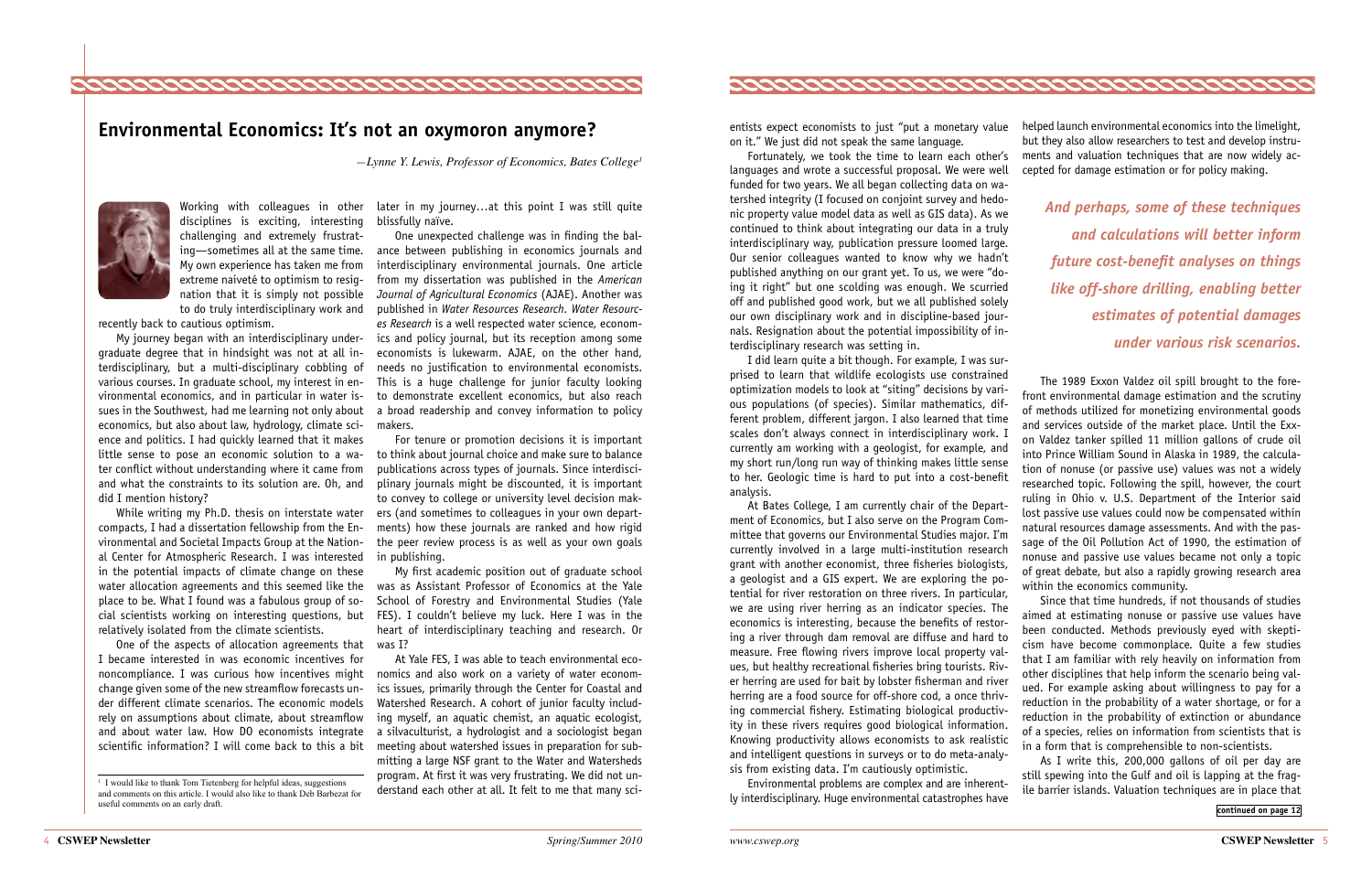# Environmental Economics: It's not an oxymoron anymore?

*—Lynne Y. Lewis, Professor of Economics, Bates College*[1]

Working with colleagues in other disciplines is exciting, interesting challenging and extremely frustrating—sometimes all at the same time. My own experience has taken me from extreme naiveté to optimism to resignation that it is simply not possible to do truly interdisciplinary work and recently back to cautious optimism.

My journey began with an interdisciplinary undergraduate degree that in hindsight was not at all interdisciplinary, but a multi-disciplinary cobbling of various courses. In graduate school, my interest in environmental economics, and in particular in water issues in the Southwest, had me learning not only about economics, but also about law, hydrology, climate science and politics. I had quickly learned that it makes little sense to pose an economic solution to a water conflict without understanding where it came from and what the constraints to its solution are. Oh, and did I mention history?

While writing my Ph.D. thesis on interstate water compacts, I had a dissertation fellowship from the Environmental and Societal Impacts Group at the National Center for Atmospheric Research. I was interested in the potential impacts of climate change on these water allocation agreements and this seemed like the place to be. What I found was a fabulous group of social scientists working on interesting questions, but relatively isolated from the climate scientists.

One of the aspects of allocation agreements that I became interested in was economic incentives for noncompliance. I was curious how incentives might change given some of the new streamflow forecasts under different climate scenarios. The economic models rely on assumptions about climate, about streamflow and about water law. How DO economists integrate scientific information? I will come back to this a bit later in my journey…at this point I was still quite blissfully naïve.

One unexpected challenge was in finding the balance between publishing in economics journals and interdisciplinary environmental journals. One article from my dissertation was published in the *American Journal of Agricultural Economics* (AJAE). Another was published in *Water Resources Research*. *Water Resources Research* is a well respected water science, economics and policy journal, but its reception among some economists is lukewarm. AJAE, on the other hand, needs no justification to environmental economists. This is a huge challenge for junior faculty looking to demonstrate excellent economics, but also reach a broad readership and convey information to policy makers.

For tenure or promotion decisions it is important to think about journal choice and make sure to balance publications across types of journals. Since interdisciplinary journals might be discounted, it is important to convey to college or university level decision makers (and sometimes to colleagues in your own departments) how these journals are ranked and how rigid the peer review process is as well as your own goals in publishing.

My first academic position out of graduate school was as Assistant Professor of Economics at the Yale School of Forestry and Environmental Studies (Yale FES). I couldn't believe my luck. Here I was in the heart of interdisciplinary teaching and research. Or was I?

At Yale FES, I was able to teach environmental economics and also work on a variety of water economics issues, primarily through the Center for Coastal and Watershed Research. A cohort of junior faculty including myself, an aquatic chemist, an aquatic ecologist, a silvaculturist, a hydrologist and a sociologist began meeting about watershed issues in preparation for submitting a large NSF grant to the Water and Watersheds program. At first it was very frustrating. We did not understand each other at all. It felt to me that many scientists expect economists to just "put a monetary value on it." We just did not speak the same language.

Fortunately, we took the time to learn each other's languages and wrote a successful proposal. We were well funded for two years. We all began collecting data on watershed integrity (I focused on conjoint survey and hedonic property value model data as well as GIS data). As we continued to think about integrating our data in a truly interdisciplinary way, publication pressure loomed large. Our senior colleagues wanted to know why we hadn't published anything on our grant yet. To us, we were "doing it right" but one scolding was enough. We scurried off and published good work, but we all published solely our own disciplinary work and in discipline-based journals. Resignation about the potential impossibility of interdisciplinary research was setting in.

I did learn quite a bit though. For example, I was surprised to learn that wildlife ecologists use constrained optimization models to look at "siting" decisions by various populations (of species). Similar mathematics, different problem, different jargon. I also learned that time scales don't always connect in interdisciplinary work. I currently am working with a geologist, for example, and my short run/long run way of thinking makes little sense to her. Geologic time is hard to put into a cost-benefit analysis.

At Bates College, I am currently chair of the Department of Economics, but I also serve on the Program Committee that governs our Environmental Studies major. I'm currently involved in a large multi-institution research grant with another economist, three fisheries biologists, a geologist and a GIS expert. We are exploring the potential for river restoration on three rivers. In particular, we are using river herring as an indicator species. The economics is interesting, because the benefits of restoring a river through dam removal are diffuse and hard to measure. Free flowing rivers improve local property values, but healthy recreational fisheries bring tourists. River herring are used for bait by lobster fisherman and river herring are a food source for off-shore cod, a once thriving commercial fishery. Estimating biological productivity in these rivers requires good biological information. Knowing productivity allows economists to ask realistic and intelligent questions in surveys or to do meta-analysis from existing data. I'm cautiously optimistic.

Environmental problems are complex and are inherently interdisciplinary. Huge environmental catastrophes have helped launch environmental economics into the limelight, but they also allow researchers to test and develop instruments and valuation techniques that are now widely accepted for damage estimation or for policy making.

***And perhaps, some of these techniques and calculations will better inform future cost-benefit analyses on things like off-shore drilling, enabling better estimates of potential damages under various risk scenarios.***

The 1989 Exxon Valdez oil spill brought to the forefront environmental damage estimation and the scrutiny of methods utilized for monetizing environmental goods and services outside of the market place. Until the Exxon Valdez tanker spilled 11 million gallons of crude oil into Prince William Sound in Alaska in 1989, the calculation of nonuse (or passive use) values was not a widely researched topic. Following the spill, however, the court ruling in Ohio v. U.S. Department of the Interior said lost passive use values could now be compensated within natural resources damage assessments. And with the passage of the Oil Pollution Act of 1990, the estimation of nonuse and passive use values became not only a topic of great debate, but also a rapidly growing research area within the economics community.

Since that time hundreds, if not thousands of studies aimed at estimating nonuse or passive use values have been conducted. Methods previously eyed with skepticism have become commonplace. Quite a few studies that I am familiar with rely heavily on information from other disciplines that help inform the scenario being valued. For example asking about willingness to pay for a reduction in the probability of a water shortage, or for a reduction in the probability of extinction or abundance of a species, relies on information from scientists that is in a form that is comprehensible to non-scientists.

As I write this, 200,000 gallons of oil per day are still spewing into the Gulf and oil is lapping at the fragile barrier islands. Valuation techniques are in place that

continued on page 12

[1] I would like to thank Tom Tietenberg for helpful ideas, suggestions and comments on this article. I would also like to thank Deb Barbezat for useful comments on an early draft.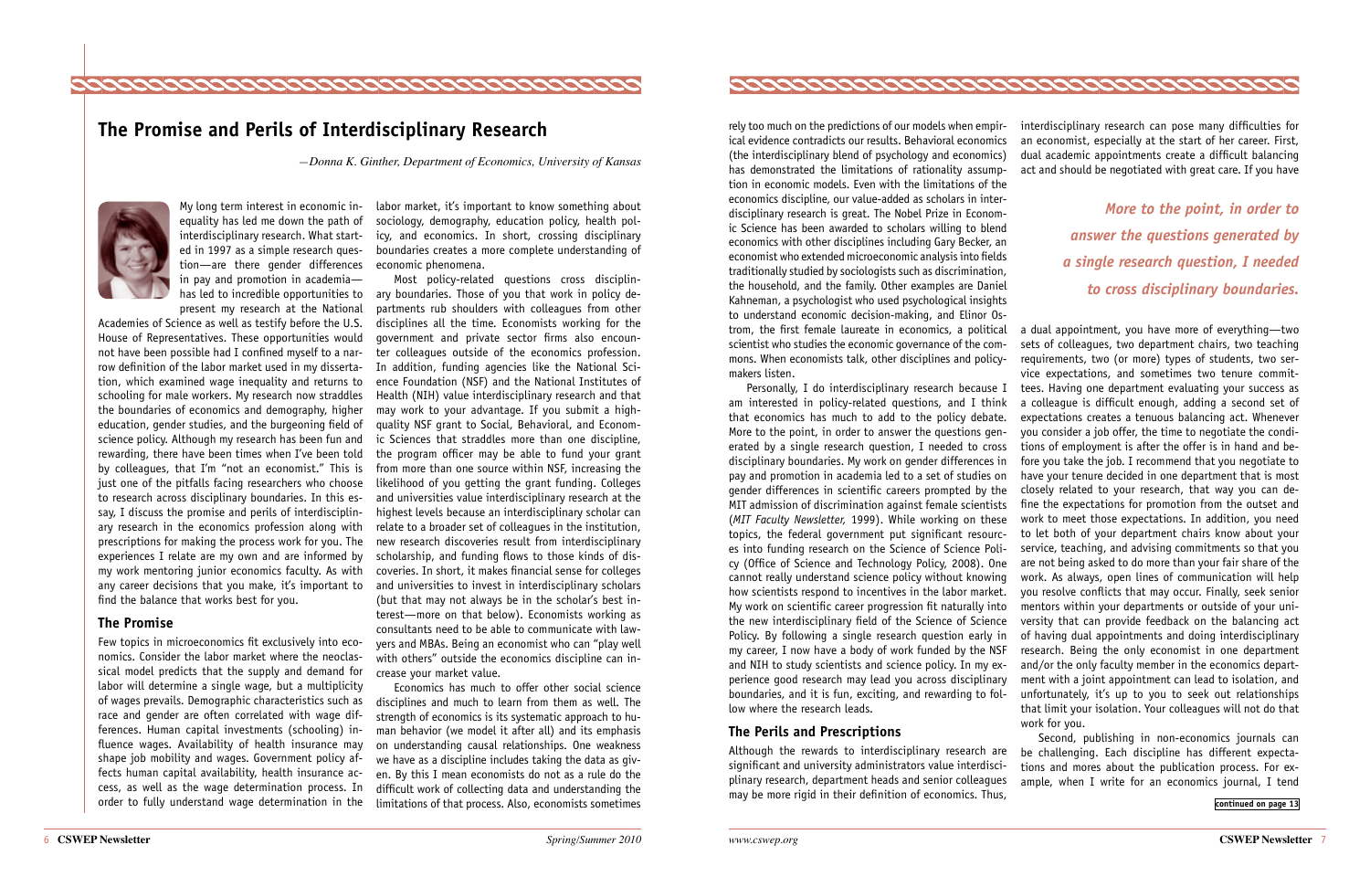# The Promise and Perils of Interdisciplinary Research

*—Donna K. Ginther, Department of Economics, University of Kansas*

My long term interest in economic inequality has led me down the path of interdisciplinary research. What started in 1997 as a simple research question—are there gender differences in pay and promotion in academia—has led to incredible opportunities to present my research at the National Academies of Science as well as testify before the U.S. House of Representatives. These opportunities would not have been possible had I confined myself to a narrow definition of the labor market used in my dissertation, which examined wage inequality and returns to schooling for male workers. My research now straddles the boundaries of economics and demography, higher education, gender studies, and the burgeoning field of science policy. Although my research has been fun and rewarding, there have been times when I've been told by colleagues, that I'm "not an economist." This is just one of the pitfalls facing researchers who choose to research across disciplinary boundaries. In this essay, I discuss the promise and perils of interdisciplinary research in the economics profession along with prescriptions for making the process work for you. The experiences I relate are my own and are informed by my work mentoring junior economics faculty. As with any career decisions that you make, it's important to find the balance that works best for you.

## The Promise

Few topics in microeconomics fit exclusively into economics. Consider the labor market where the neoclassical model predicts that the supply and demand for labor will determine a single wage, but a multiplicity of wages prevails. Demographic characteristics such as race and gender are often correlated with wage differences. Human capital investments (schooling) influence wages. Availability of health insurance may shape job mobility and wages. Government policy affects human capital availability, health insurance access, as well as the wage determination process. In order to fully understand wage determination in the labor market, it's important to know something about sociology, demography, education policy, health policy, and economics. In short, crossing disciplinary boundaries creates a more complete understanding of economic phenomena.

Most policy-related questions cross disciplinary boundaries. Those of you that work in policy departments rub shoulders with colleagues from other disciplines all the time. Economists working for the government and private sector firms also encounter colleagues outside of the economics profession. In addition, funding agencies like the National Science Foundation (NSF) and the National Institutes of Health (NIH) value interdisciplinary research and that may work to your advantage. If you submit a high-quality NSF grant to Social, Behavioral, and Economic Sciences that straddles more than one discipline, the program officer may be able to fund your grant from more than one source within NSF, increasing the likelihood of you getting the grant funding. Colleges and universities value interdisciplinary research at the highest levels because an interdisciplinary scholar can relate to a broader set of colleagues in the institution, new research discoveries result from interdisciplinary scholarship, and funding flows to those kinds of discoveries. In short, it makes financial sense for colleges and universities to invest in interdisciplinary scholars (but that may not always be in the scholar's best interest—more on that below). Economists working as consultants need to be able to communicate with lawyers and MBAs. Being an economist who can "play well with others" outside the economics discipline can increase your market value.

Economics has much to offer other social science disciplines and much to learn from them as well. The strength of economics is its systematic approach to human behavior (we model it after all) and its emphasis on understanding causal relationships. One weakness we have as a discipline includes taking the data as given. By this I mean economists do not as a rule do the difficult work of collecting data and understanding the limitations of that process. Also, economists sometimes rely too much on the predictions of our models when empirical evidence contradicts our results. Behavioral economics (the interdisciplinary blend of psychology and economics) has demonstrated the limitations of rationality assumption in economic models. Even with the limitations of the economics discipline, our value-added as scholars in interdisciplinary research is great. The Nobel Prize in Economic Science has been awarded to scholars willing to blend economics with other disciplines including Gary Becker, an economist who extended microeconomic analysis into fields traditionally studied by sociologists such as discrimination, the household, and the family. Other examples are Daniel Kahneman, a psychologist who used psychological insights to understand economic decision-making, and Elinor Ostrom, the first female laureate in economics, a political scientist who studies the economic governance of the commons. When economists talk, other disciplines and policymakers listen.

Personally, I do interdisciplinary research because I am interested in policy-related questions, and I think that economics has much to add to the policy debate. More to the point, in order to answer the questions generated by a single research question, I needed to cross disciplinary boundaries. My work on gender differences in pay and promotion in academia led to a set of studies on gender differences in scientific careers prompted by the MIT admission of discrimination against female scientists (*MIT Faculty Newsletter*, 1999). While working on these topics, the federal government put significant resources into funding research on the Science of Science Policy (Office of Science and Technology Policy, 2008). One cannot really understand science policy without knowing how scientists respond to incentives in the labor market. My work on scientific career progression fit naturally into the new interdisciplinary field of the Science of Science Policy. By following a single research question early in my career, I now have a body of work funded by the NSF and NIH to study scientists and science policy. In my experience good research may lead you across disciplinary boundaries, and it is fun, exciting, and rewarding to follow where the research leads.

*More to the point, in order to answer the questions generated by a single research question, I needed to cross disciplinary boundaries.*

## The Perils and Prescriptions

Although the rewards to interdisciplinary research are significant and university administrators value interdisciplinary research, department heads and senior colleagues may be more rigid in their definition of economics. Thus, interdisciplinary research can pose many difficulties for an economist, especially at the start of her career. First, dual academic appointments create a difficult balancing act and should be negotiated with great care. If you have a dual appointment, you have more of everything—two sets of colleagues, two department chairs, two teaching requirements, two (or more) types of students, two service expectations, and sometimes two tenure committees. Having one department evaluating your success as a colleague is difficult enough, adding a second set of expectations creates a tenuous balancing act. Whenever you consider a job offer, the time to negotiate the conditions of employment is after the offer is in hand and before you take the job. I recommend that you negotiate to have your tenure decided in one department that is most closely related to your research, that way you can define the expectations for promotion from the outset and work to meet those expectations. In addition, you need to let both of your department chairs know about your service, teaching, and advising commitments so that you are not being asked to do more than your fair share of the work. As always, open lines of communication will help you resolve conflicts that may occur. Finally, seek senior mentors within your departments or outside of your university that can provide feedback on the balancing act of having dual appointments and doing interdisciplinary research. Being the only economist in one department and/or the only faculty member in the economics department with a joint appointment can lead to isolation, and unfortunately, it's up to you to seek out relationships that limit your isolation. Your colleagues will not do that work for you.

Second, publishing in non-economics journals can be challenging. Each discipline has different expectations and mores about the publication process. For example, when I write for an economics journal, I tend

continued on page 13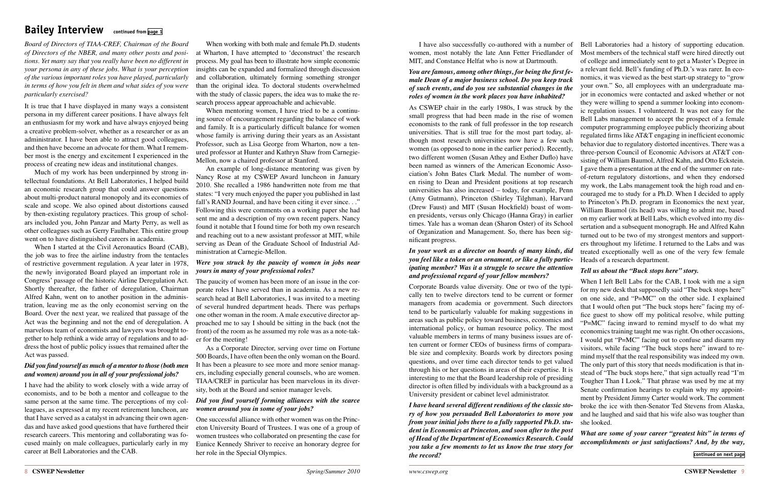## Bailey Interview continued from page 1

*Board of Directors of TIAA-CREF, Chairman of the Board of Directors of the NBER, and many other posts and positions. Yet many say that you really have been no different in your persona in any of these jobs. What is your perception of the various important roles you have played, particularly in terms of how you felt in them and what sides of you were particularly exercised?*

It is true that I have displayed in many ways a consistent persona in my different career positions. I have always felt an enthusiasm for my work and have always enjoyed being a creative problem-solver, whether as a researcher or as an administrator. I have been able to attract good colleagues, and then have become an advocate for them. What I remember most is the energy and excitement I experienced in the process of creating new ideas and institutional changes.

Much of my work has been underpinned by strong intellectual foundations. At Bell Laboratories, I helped build an economic research group that could answer questions about multi-product natural monopoly and its economies of scale and scope. We also opined about distortions caused by then-existing regulatory practices. This group of scholars included you, John Panzar and Marty Perry, as well as other colleagues such as Gerry Faulhaber. This entire group went on to have distinguished careers in academia.

When I started at the Civil Aeronautics Board (CAB), the job was to free the airline industry from the tentacles of restrictive government regulation. A year later in 1978, the newly invigorated Board played an important role in Congress' passage of the historic Airline Deregulation Act. Shortly thereafter, the father of deregulation, Chairman Alfred Kahn, went on to another position in the administration, leaving me as the only economist serving on the Board. Over the next year, we realized that passage of the Act was the beginning and not the end of deregulation. A marvelous team of economists and lawyers was brought together to help rethink a wide array of regulations and to address the host of public policy issues that remained after the Act was passed.

***Did you find yourself as much of a mentor to those (both men and women) around you in all of your professional jobs?***

I have had the ability to work closely with a wide array of economists, and to be both a mentor and colleague to the same person at the same time. The perceptions of my colleagues, as expressed at my recent retirement luncheon, are that I have served as a catalyst in advancing their own agendas and have asked good questions that have furthered their research careers. This mentoring and collaborating was focused mainly on male colleagues, particularly early in my career at Bell Laboratories and the CAB.

When working with both male and female Ph.D. students at Wharton, I have attempted to 'deconstruct' the research process. My goal has been to illustrate how simple economic insights can be expanded and formalized through discussion and collaboration, ultimately forming something stronger than the original idea. To doctoral students overwhelmed with the study of classic papers, the idea was to make the research process appear approachable and achievable.

When mentoring women, I have tried to be a continuing source of encouragement regarding the balance of work and family. It is a particularly difficult balance for women whose family is arriving during their years as an Assistant Professor, such as Lisa George from Wharton, now a tenured professor at Hunter and Kathryn Shaw from Carnegie-Mellon, now a chaired professor at Stanford.

An example of long-distance mentoring was given by Nancy Rose at my CSWEP Award luncheon in January 2010. She recalled a 1986 handwritten note from me that states: "I very much enjoyed the paper you published in last fall's RAND Journal, and have been citing it ever since. . ." Following this were comments on a working paper she had sent me and a description of my own recent papers. Nancy found it notable that I found time for both my own research and reaching out to a new assistant professor at MIT, while serving as Dean of the Graduate School of Industrial Administration at Carnegie-Mellon.

***Were you struck by the paucity of women in jobs near yours in many of your professional roles?***

The paucity of women has been more of an issue in the corporate roles I have served than in academia. As a new research head at Bell Laboratories, I was invited to a meeting of several hundred department heads. There was perhaps one other woman in the room. A male executive director approached me to say I should be sitting in the back (not the front) of the room as he assumed my role was as a note-taker for the meeting!

As a Corporate Director, serving over time on Fortune 500 Boards, I have often been the only woman on the Board. It has been a pleasure to see more and more senior managers, including especially general counsels, who are women. TIAA/CREF in particular has been marvelous in its diversity, both at the Board and senior manager levels.

***Did you find yourself forming alliances with the scarce women around you in some of your jobs?***

One successful alliance with other women was on the Princeton University Board of Trustees. I was one of a group of women trustees who collaborated on presenting the case for Eunice Kennedy Shriver to receive an honorary degree for her role in the Special Olympics.

I have also successfully co-authored with a number of women, most notably the late Ann Fetter Friedlander of MIT, and Constance Helfat who is now at Dartmouth.

***You are famous, among other things, for being the first female Dean of a major business school. Do you keep track of such events, and do you see substantial changes in the roles of women in the work places you have inhabited?***

As CSWEP chair in the early 1980s, I was struck by the small progress that had been made in the rise of women economists to the rank of full professor in the top research universities. That is still true for the most part today, although most research universities now have a few such women (as opposed to none in the earlier period). Recently, two different women (Susan Athey and Esther Duflo) have been named as winners of the American Economic Association's John Bates Clark Medal. The number of women rising to Dean and President positions at top research universities has also increased – today, for example, Penn (Amy Gutmann), Princeton (Shirley Tilghman), Harvard (Drew Faust) and MIT (Susan Hockfield) boast of women presidents, versus only Chicago (Hanna Gray) in earlier times. Yale has a woman dean (Sharon Oster) of its School of Organization and Management. So, there has been significant progress.

***In your work as a director on boards of many kinds, did you feel like a token or an ornament, or like a fully participating member? Was it a struggle to secure the attention and professional regard of your fellow members?***

Corporate Boards value diversity. One or two of the typically ten to twelve directors tend to be current or former managers from academia or government. Such directors tend to be particularly valuable for making suggestions in areas such as public policy toward business, economics and international policy, or human resource policy. The most valuable members in terms of many business issues are often current or former CEOs of business firms of comparable size and complexity. Boards work by directors posing questions, and over time each director tends to get valued through his or her questions in areas of their expertise. It is interesting to me that the Board leadership role of presiding director is often filled by individuals with a background as a University president or cabinet level administrator.

***I have heard several different renditions of the classic story of how you persuaded Bell Laboratories to move you from your initial jobs there to a fully supported Ph.D. student in Economics at Princeton, and soon after to the post of Head of the Department of Economics Research. Could you take a few moments to let us know the true story for the record?***

Bell Laboratories had a history of supporting education. Most members of the technical staff were hired directly out of college and immediately sent to get a Master's Degree in a relevant field. Bell's funding of Ph.D.'s was rarer. In economics, it was viewed as the best start-up strategy to "grow your own." So, all employees with an undergraduate major in economics were contacted and asked whether or not they were willing to spend a summer looking into economic regulation issues. I volunteered. It was not easy for the Bell Labs management to accept the prospect of a female computer programming employee publicly theorizing about regulated firms like AT&T engaging in inefficient economic behavior due to regulatory distorted incentives. There was a three-person Council of Economic Advisors at AT&T consisting of William Baumol, Alfred Kahn, and Otto Eckstein. I gave them a presentation at the end of the summer on rate-of-return regulatory distortions, and when they endorsed my work, the Labs management took the high road and encouraged me to study for a Ph.D. When I decided to apply to Princeton's Ph.D. program in Economics the next year, William Baumol (its head) was willing to admit me, based on my earlier work at Bell Labs, which evolved into my dissertation and a subsequent monograph. He and Alfred Kahn turned out to be two of my strongest mentors and supporters throughout my lifetime. I returned to the Labs and was treated exceptionally well as one of the very few female Heads of a research department.

***Tell us about the "Buck stops here" story.***

When I left Bell Labs for the CAB, I took with me a sign for my new desk that supposedly said "The buck stops here" on one side, and "P=MC" on the other side. I explained that I would often put "The buck stops here" facing my office guest to show off my political resolve, while putting "P=MC" facing inward to remind myself to do what my economics training taught me was right. On other occasions, I would put "P=MC" facing out to confuse and disarm my visitors, while facing "The buck stops here" inward to remind myself that the real responsibility was indeed my own. The only part of this story that needs modification is that instead of "The buck stops here," that sign actually read "I'm Tougher Than I Look." That phrase was used by me at my Senate confirmation hearings to explain why my appointment by President Jimmy Carter would work. The comment broke the ice with then-Senator Ted Stevens from Alaska, and he laughed and said that his wife also was tougher than she looked.

***What are some of your career "greatest hits" in terms of accomplishments or just satisfactions? And, by the way,***

continued on next page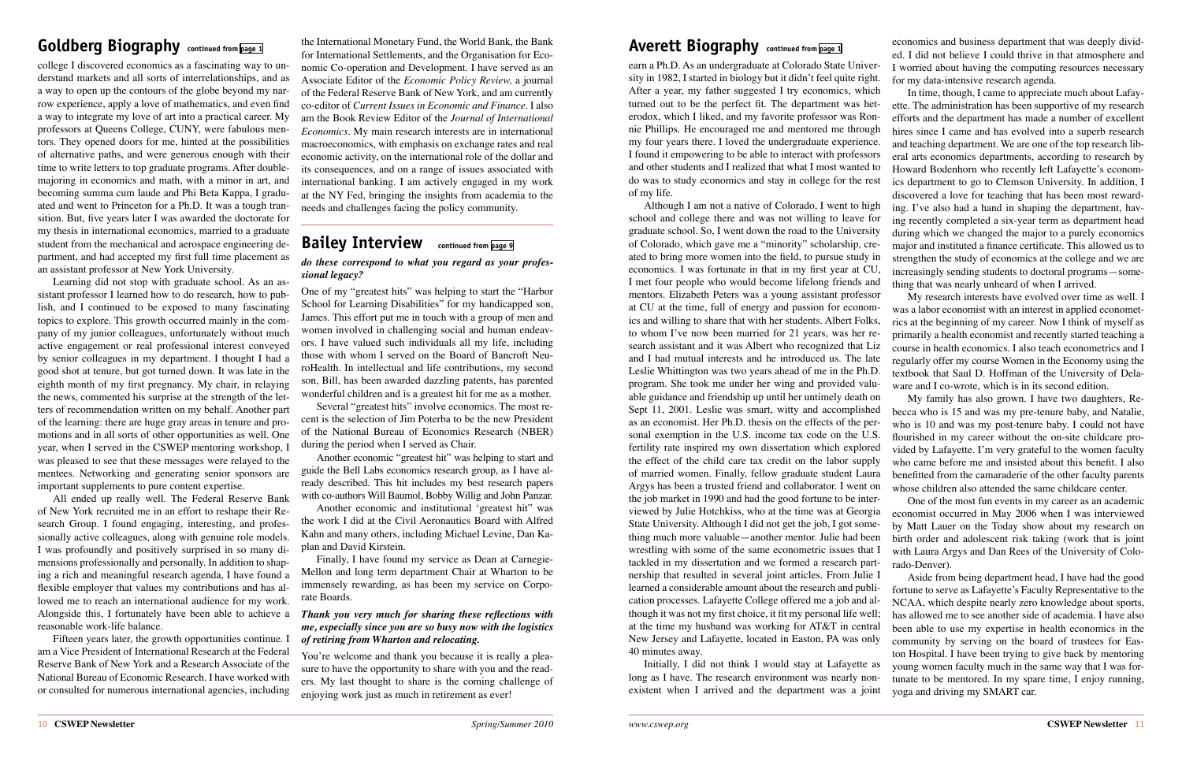## Goldberg Biography continued from page 1

college I discovered economics as a fascinating way to understand markets and all sorts of interrelationships, and as a way to open up the contours of the globe beyond my narrow experience, apply a love of mathematics, and even find a way to integrate my love of art into a practical career. My professors at Queens College, CUNY, were fabulous mentors. They opened doors for me, hinted at the possibilities of alternative paths, and were generous enough with their time to write letters to top graduate programs. After double-majoring in economics and math, with a minor in art, and becoming summa cum laude and Phi Beta Kappa, I graduated and went to Princeton for a Ph.D. It was a tough transition. But, five years later I was awarded the doctorate for my thesis in international economics, married to a graduate student from the mechanical and aerospace engineering department, and had accepted my first full time placement as an assistant professor at New York University.

Learning did not stop with graduate school. As an assistant professor I learned how to do research, how to publish, and I continued to be exposed to many fascinating topics to explore. This growth occurred mainly in the company of my junior colleagues, unfortunately without much active engagement or real professional interest conveyed by senior colleagues in my department. I thought I had a good shot at tenure, but got turned down. It was late in the eighth month of my first pregnancy. My chair, in relaying the news, commented his surprise at the strength of the letters of recommendation written on my behalf. Another part of the learning: there are huge gray areas in tenure and promotions and in all sorts of other opportunities as well. One year, when I served in the CSWEP mentoring workshop, I was pleased to see that these messages were relayed to the mentees. Networking and generating senior sponsors are important supplements to pure content expertise.

All ended up really well. The Federal Reserve Bank of New York recruited me in an effort to reshape their Research Group. I found engaging, interesting, and professionally active colleagues, along with genuine role models. I was profoundly and positively surprised in so many dimensions professionally and personally. In addition to shaping a rich and meaningful research agenda, I have found a flexible employer that values my contributions and has allowed me to reach an international audience for my work. Alongside this, I fortunately have been able to achieve a reasonable work-life balance.

Fifteen years later, the growth opportunities continue. I am a Vice President of International Research at the Federal Reserve Bank of New York and a Research Associate of the National Bureau of Economic Research. I have worked with or consulted for numerous international agencies, including the International Monetary Fund, the World Bank, the Bank for International Settlements, and the Organisation for Economic Co-operation and Development. I have served as an Associate Editor of the *Economic Policy Review,* a journal of the Federal Reserve Bank of New York, and am currently co-editor of *Current Issues in Economic and Finance*. I also am the Book Review Editor of the *Journal of International Economics*. My main research interests are in international macroeconomics, with emphasis on exchange rates and real economic activity, on the international role of the dollar and its consequences, and on a range of issues associated with international banking. I am actively engaged in my work at the NY Fed, bringing the insights from academia to the needs and challenges facing the policy community.

## Bailey Interview continued from page 9

***do these correspond to what you regard as your professional legacy?***

One of my "greatest hits" was helping to start the "Harbor School for Learning Disabilities" for my handicapped son, James. This effort put me in touch with a group of men and women involved in challenging social and human endeavors. I have valued such individuals all my life, including those with whom I served on the Board of Bancroft NeuroHealth. In intellectual and life contributions, my second son, Bill, has been awarded dazzling patents, has parented wonderful children and is a greatest hit for me as a mother.

Several "greatest hits" involve economics. The most recent is the selection of Jim Poterba to be the new President of the National Bureau of Economics Research (NBER) during the period when I served as Chair.

Another economic "greatest hit" was helping to start and guide the Bell Labs economics research group, as I have already described. This hit includes my best research papers with co-authors Will Baumol, Bobby Willig and John Panzar.

Another economic and institutional 'greatest hit" was the work I did at the Civil Aeronautics Board with Alfred Kahn and many others, including Michael Levine, Dan Kaplan and David Kirstein.

Finally, I have found my service as Dean at Carnegie-Mellon and long term department Chair at Wharton to be immensely rewarding, as has been my service on Corporate Boards.

***Thank you very much for sharing these reflections with me, especially since you are so busy now with the logistics of retiring from Wharton and relocating.***

You're welcome and thank you because it is really a pleasure to have the opportunity to share with you and the readers. My last thought to share is the coming challenge of enjoying work just as much in retirement as ever!

## Averett Biography continued from page 1

earn a Ph.D. As an undergraduate at Colorado State University in 1982, I started in biology but it didn't feel quite right. After a year, my father suggested I try economics, which turned out to be the perfect fit. The department was heterodox, which I liked, and my favorite professor was Ronnie Phillips. He encouraged me and mentored me through my four years there. I loved the undergraduate experience. I found it empowering to be able to interact with professors and other students and I realized that what I most wanted to do was to study economics and stay in college for the rest of my life.

Although I am not a native of Colorado, I went to high school and college there and was not willing to leave for graduate school. So, I went down the road to the University of Colorado, which gave me a "minority" scholarship, created to bring more women into the field, to pursue study in economics. I was fortunate in that in my first year at CU, I met four people who would become lifelong friends and mentors. Elizabeth Peters was a young assistant professor at CU at the time, full of energy and passion for economics and willing to share that with her students. Albert Folks, to whom I've now been married for 21 years, was her research assistant and it was Albert who recognized that Liz and I had mutual interests and he introduced us. The late Leslie Whittington was two years ahead of me in the Ph.D. program. She took me under her wing and provided valuable guidance and friendship up until her untimely death on Sept 11, 2001. Leslie was smart, witty and accomplished as an economist. Her Ph.D. thesis on the effects of the personal exemption in the U.S. income tax code on the U.S. fertility rate inspired my own dissertation which explored the effect of the child care tax credit on the labor supply of married women. Finally, fellow graduate student Laura Argys has been a trusted friend and collaborator. I went on the job market in 1990 and had the good fortune to be interviewed by Julie Hotchkiss, who at the time was at Georgia State University. Although I did not get the job, I got something much more valuable—another mentor. Julie had been wrestling with some of the same econometric issues that I tackled in my dissertation and we formed a research partnership that resulted in several joint articles. From Julie I learned a considerable amount about the research and publication processes. Lafayette College offered me a job and although it was not my first choice, it fit my personal life well; at the time my husband was working for AT&T in central New Jersey and Lafayette, located in Easton, PA was only 40 minutes away.

Initially, I did not think I would stay at Lafayette as long as I have. The research environment was nearly nonexistent when I arrived and the department was a joint economics and business department that was deeply divided. I did not believe I could thrive in that atmosphere and I worried about having the computing resources necessary for my data-intensive research agenda.

In time, though, I came to appreciate much about Lafayette. The administration has been supportive of my research efforts and the department has made a number of excellent hires since I came and has evolved into a superb research and teaching department. We are one of the top research liberal arts economics departments, according to research by Howard Bodenhorn who recently left Lafayette's economics department to go to Clemson University. In addition, I discovered a love for teaching that has been most rewarding. I've also had a hand in shaping the department, having recently completed a six-year term as department head during which we changed the major to a purely economics major and instituted a finance certificate. This allowed us to strengthen the study of economics at the college and we are increasingly sending students to doctoral programs—something that was nearly unheard of when I arrived.

My research interests have evolved over time as well. I was a labor economist with an interest in applied econometrics at the beginning of my career. Now I think of myself as primarily a health economist and recently started teaching a course in health economics. I also teach econometrics and I regularly offer my course Women in the Economy using the textbook that Saul D. Hoffman of the University of Delaware and I co-wrote, which is in its second edition.

My family has also grown. I have two daughters, Rebecca who is 15 and was my pre-tenure baby, and Natalie, who is 10 and was my post-tenure baby. I could not have flourished in my career without the on-site childcare provided by Lafayette. I'm very grateful to the women faculty who came before me and insisted about this benefit. I also benefitted from the camaraderie of the other faculty parents whose children also attended the same childcare center.

One of the most fun events in my career as an academic economist occurred in May 2006 when I was interviewed by Matt Lauer on the Today show about my research on birth order and adolescent risk taking (work that is joint with Laura Argys and Dan Rees of the University of Colorado-Denver).

Aside from being department head, I have had the good fortune to serve as Lafayette's Faculty Representative to the NCAA, which despite nearly zero knowledge about sports, has allowed me to see another side of academia. I have also been able to use my expertise in health economics in the community by serving on the board of trustees for Easton Hospital. I have been trying to give back by mentoring young women faculty much in the same way that I was fortunate to be mentored. In my spare time, I enjoy running, yoga and driving my SMART car.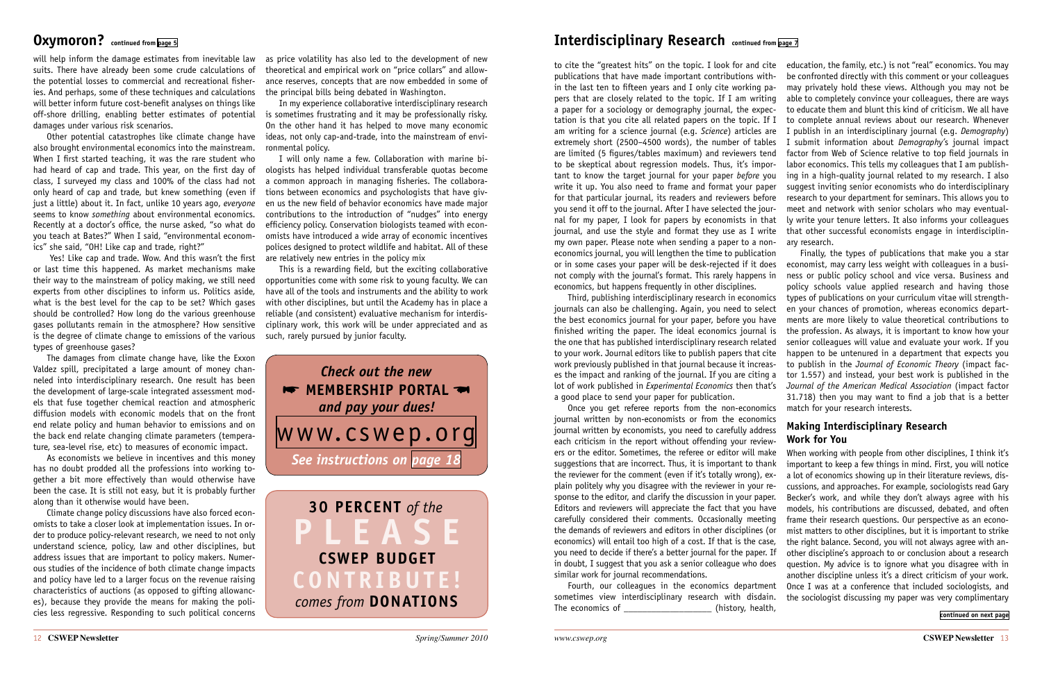## Oxymoron? continued from page 5

will help inform the damage estimates from inevitable law suits. There have already been some crude calculations of the potential losses to commercial and recreational fisheries. And perhaps, some of these techniques and calculations will better inform future cost-benefit analyses on things like off-shore drilling, enabling better estimates of potential damages under various risk scenarios.

Other potential catastrophes like climate change have also brought environmental economics into the mainstream. When I first started teaching, it was the rare student who had heard of cap and trade. This year, on the first day of class, I surveyed my class and 100% of the class had not only heard of cap and trade, but knew something (even if just a little) about it. In fact, unlike 10 years ago, *everyone* seems to know *something* about environmental economics. Recently at a doctor's office, the nurse asked, "so what do you teach at Bates?" When I said, "environmental economics" she said, "OH! Like cap and trade, right?"

Yes! Like cap and trade. Wow. And this wasn't the first or last time this happened. As market mechanisms make their way to the mainstream of policy making, we still need experts from other disciplines to inform us. Politics aside, what is the best level for the cap to be set? Which gases should be controlled? How long do the various greenhouse gases pollutants remain in the atmosphere? How sensitive is the degree of climate change to emissions of the various types of greenhouse gases?

The damages from climate change have, like the Exxon Valdez spill, precipitated a large amount of money channeled into interdisciplinary research. One result has been the development of large-scale integrated assessment models that fuse together chemical reaction and atmospheric diffusion models with economic models that on the front end relate policy and human behavior to emissions and on the back end relate changing climate parameters (temperature, sea-level rise, etc) to measures of economic impact.

As economists we believe in incentives and this money has no doubt prodded all the professions into working together a bit more effectively than would otherwise have been the case. It is still not easy, but it is probably further along than it otherwise would have been.

Climate change policy discussions have also forced economists to take a closer look at implementation issues. In order to produce policy-relevant research, we need to not only understand science, policy, law and other disciplines, but address issues that are important to policy makers. Numerous studies of the incidence of both climate change impacts and policy have led to a larger focus on the revenue raising characteristics of auctions (as opposed to gifting allowances), because they provide the means for making the policies less regressive. Responding to such political concerns as price volatility has also led to the development of new theoretical and empirical work on "price collars" and allowance reserves, concepts that are now embedded in some of the principal bills being debated in Washington.

In my experience collaborative interdisciplinary research is sometimes frustrating and it may be professionally risky. On the other hand it has helped to move many economic ideas, not only cap-and-trade, into the mainstream of environmental policy.

I will only name a few. Collaboration with marine biologists has helped individual transferable quotas become a common approach in managing fisheries. The collaborations between economics and psychologists that have given us the new field of behavior economics have made major contributions to the introduction of "nudges" into energy efficiency policy. Conservation biologists teamed with economists have introduced a wide array of economic incentives polices designed to protect wildlife and habitat. All of these are relatively new entries in the policy mix

This is a rewarding field, but the exciting collaborative opportunities come with some risk to young faculty. We can have all of the tools and instruments and the ability to work with other disciplines, but until the Academy has in place a reliable (and consistent) evaluative mechanism for interdisciplinary work, this work will be under appreciated and as such, rarely pursued by junior faculty.

*Check out the new*
**☛ MEMBERSHIP PORTAL ☚**
*and pay your dues!*
www.cswep.org
*See instructions on page 18*

**30 PERCENT** *of the* **CSWEP BUDGET** *comes from* **DONATIONS**
**PLEASE CONTRIBUTE!**

## Interdisciplinary Research continued from page 7

to cite the "greatest hits" on the topic. I look for and cite publications that have made important contributions within the last ten to fifteen years and I only cite working papers that are closely related to the topic. If I am writing a paper for a sociology or demography journal, the expectation is that you cite all related papers on the topic. If I am writing for a science journal (e.g. *Science*) articles are extremely short (2500–4500 words), the number of tables are limited (5 figures/tables maximum) and reviewers tend to be skeptical about regression models. Thus, it's important to know the target journal for your paper *before* you write it up. You also need to frame and format your paper for that particular journal, its readers and reviewers before you send it off to the journal. After I have selected the journal for my paper, I look for papers by economists in that journal, and use the style and format they use as I write my own paper. Please note when sending a paper to a non-economics journal, you will lengthen the time to publication or in some cases your paper will be desk-rejected if it does not comply with the journal's format. This rarely happens in economics, but happens frequently in other disciplines.

Third, publishing interdisciplinary research in economics journals can also be challenging. Again, you need to select the best economics journal for your paper, before you have finished writing the paper. The ideal economics journal is the one that has published interdisciplinary research related to your work. Journal editors like to publish papers that cite work previously published in that journal because it increases the impact and ranking of the journal. If you are citing a lot of work published in *Experimental Economics* then that's a good place to send your paper for publication.

Once you get referee reports from the non-economics journal written by non-economists or from the economics journal written by economists, you need to carefully address each criticism in the report without offending your reviewers or the editor. Sometimes, the referee or editor will make suggestions that are incorrect. Thus, it is important to thank the reviewer for the comment (even if it's totally wrong), explain politely why you disagree with the reviewer in your response to the editor, and clarify the discussion in your paper. Editors and reviewers will appreciate the fact that you have carefully considered their comments. Occasionally meeting the demands of reviewers and editors in other disciplines (or economics) will entail too high of a cost. If that is the case, you need to decide if there's a better journal for the paper. If in doubt, I suggest that you ask a senior colleague who does similar work for journal recommendations.

Fourth, our colleagues in the economics department sometimes view interdisciplinary research with disdain. The economics of ____________________ (history, health, education, the family, etc.) is not "real" economics. You may be confronted directly with this comment or your colleagues may privately hold these views. Although you may not be able to completely convince your colleagues, there are ways to educate them and blunt this kind of criticism. We all have to complete annual reviews about our research. Whenever I publish in an interdisciplinary journal (e.g. *Demography*) I submit information about *Demography's* journal impact factor from Web of Science relative to top field journals in labor economics. This tells my colleagues that I am publishing in a high-quality journal related to my research. I also suggest inviting senior economists who do interdisciplinary research to your department for seminars. This allows you to meet and network with senior scholars who may eventually write your tenure letters. It also informs your colleagues that other successful economists engage in interdisciplinary research.

Finally, the types of publications that make you a star economist, may carry less weight with colleagues in a business or public policy school and vice versa. Business and policy schools value applied research and having those types of publications on your curriculum vitae will strengthen your chances of promotion, whereas economics departments are more likely to value theoretical contributions to the profession. As always, it is important to know how your senior colleagues will value and evaluate your work. If you happen to be untenured in a department that expects you to publish in the *Journal of Economic Theory* (impact factor 1.557) and instead, your best work is published in the *Journal of the American Medical Association* (impact factor 31.718) then you may want to find a job that is a better match for your research interests.

### Making Interdisciplinary Research Work for You

When working with people from other disciplines, I think it's important to keep a few things in mind. First, you will notice a lot of economics showing up in their literature reviews, discussions, and approaches. For example, sociologists read Gary Becker's work, and while they don't always agree with his models, his contributions are discussed, debated, and often frame their research questions. Our perspective as an economist matters to other disciplines, but it is important to strike the right balance. Second, you will not always agree with another discipline's approach to or conclusion about a research question. My advice is to ignore what you disagree with in another discipline unless it's a direct criticism of your work. Once I was at a conference that included sociologists, and the sociologist discussing my paper was very complimentary

continued on next page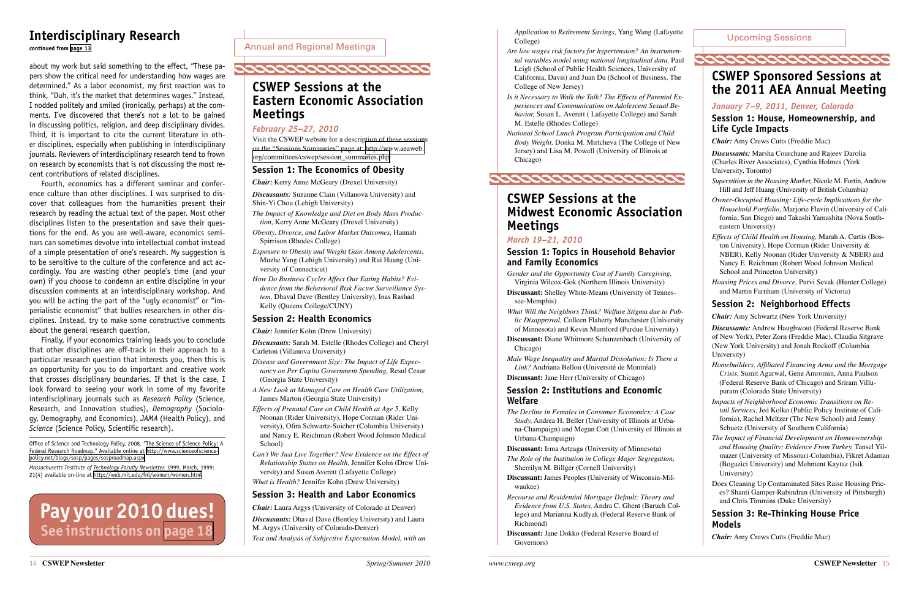## Interdisciplinary Research

**continued from page 13**

about my work but said something to the effect, "These papers show the critical need for understanding how wages are determined." As a labor economist, my first reaction was to think, "Duh, it's the market that determines wages." Instead, I nodded politely and smiled (ironically, perhaps) at the comments. I've discovered that there's not a lot to be gained in discussing politics, religion, and deep disciplinary divides. Third, it is important to cite the current literature in other disciplines, especially when publishing in interdisciplinary journals. Reviewers of interdisciplinary research tend to frown on research by economists that is not discussing the most recent contributions of related disciplines.

Fourth, economics has a different seminar and conference culture than other disciplines. I was surprised to discover that colleagues from the humanities present their research by reading the actual text of the paper. Most other disciplines listen to the presentation and save their questions for the end. As you are well-aware, economics seminars can sometimes devolve into intellectual combat instead of a simple presentation of one's research. My suggestion is to be sensitive to the culture of the conference and act accordingly. You are wasting other people's time (and your own) if you choose to condemn an entire discipline in your discussion comments at an interdisciplinary workshop. And you will be acting the part of the "ugly economist" or "imperialistic economist" that bullies researchers in other disciplines. Instead, try to make some constructive comments about the general research question.

Finally, if your economics training leads you to conclude that other disciplines are off-track in their approach to a particular research question that interests you, then this is an opportunity for you to do important and creative work that crosses disciplinary boundaries. If that is the case, I look forward to seeing your work in some of my favorite interdisciplinary journals such as *Research Policy* (Science, Research, and Innovation studies), *Demography* (Sociology, Demography, and Economics), *JAMA* (Health Policy), and *Science* (Science Policy, Scientific research).

Office of Science and Technology Policy, 2008. "The Science of Science Policy: A Federal Research Roadmap." Available online at http://www.scienceofsciencepolicy.net/blogs/sosp/pages/sosproadmap.aspx

*Massachusetts Institute of Technology Faculty Newsletter.* 1999. March, 1999: 21(4) available on-line at http://web.mit.edu/fnl/women/women.html

**Pay your 2010 dues!**
**See instructions on page 18**

Annual and Regional Meetings

## CSWEP Sessions at the Eastern Economic Association Meetings

*February 25–27, 2010*

Visit the CSWEP website for a description of these sessions on the "Sessions Summaries" page at: http://www.aeaweb.org/committees/cswep/session_summaries.php

### Session 1: The Economics of Obesity

***Chair:*** Kerry Anne McGeary (Drexel University)

***Discussants:*** Suzanne Clain (Villanova University) and Shin-Yi Chou (Lehigh University)

*The Impact of Knowledge and Diet on Body Mass Production*, Kerry Anne McGeary (Drexel University)

*Obesity, Divorce, and Labor Market Outcomes,* Hannah Spirrison (Rhodes College)

*Exposure to Obesity and Weight Gain Among Adolescents*, Muzhe Yang (Lehigh University) and Rui Huang (University of Connecticut)

*How Do Business Cycles Affect Our Eating Habits? Evidence from the Behavioral Risk Factor Surveillance System,* Dhaval Dave (Bentley University), Inas Rashad Kelly (Queens College/CUNY)

### Session 2: Health Economics

***Chair:*** Jennifer Kohn (Drew University)

***Discussants:*** Sarah M. Estelle (Rhodes College) and Cheryl Carleton (Villanova University)

*Disease and Government Size: The Impact of Life Expectancy on Per Capita Government Spending,* Resul Cesur (Georgia State University)

*A New Look at Managed Care on Health Care Utilization,* James Marton (Georgia State University)

*Effects of Prenatal Care on Child Health at Age 5,* Kelly Noonan (Rider University), Hope Corman (Rider University), Ofira Schwartz-Soicher (Columbia University) and Nancy E. Reichman (Robert Wood Johnson Medical School)

*Can't We Just Live Together? New Evidence on the Effect of Relationship Status on Health,* Jennifer Kohn (Drew University) and Susan Averett (Lafayette College)

*What is Health?* Jennifer Kohn (Drew University)

### Session 3: Health and Labor Economics

***Chair:*** Laura Argys (University of Colorado at Denver)

***Discussants:*** Dhaval Dave (Bentley University) and Laura M. Argys (University of Colorado-Denver)

*Test and Analysis of Subjective Expectation Model, with an Application to Retirement Savings,* Yang Wang (Lafayette College)

*Are low wages risk factors for hypertension? An instrumental variables model using national longitudinal data,* Paul Leigh (School of Public Health Sciences, University of California, Davis) and Juan Du (School of Business, The College of New Jersey)

*Is it Necessary to Walk the Talk? The Effects of Parental Experiences and Communication on Adolescent Sexual Behavior,* Susan L. Averett ( Lafayette College) and Sarah M. Estelle (Rhodes College)

*National School Lunch Program Participation and Child Body Weight,* Donka M. Mirtcheva (The College of New Jersey) and Lisa M. Powell (University of Illinois at Chicago)

## CSWEP Sessions at the Midwest Economic Association Meetings

*March 19–21, 2010*

### Session 1: Topics in Household Behavior and Family Economics

*Gender and the Opportunity Cost of Family Caregiving,* Virginia Wilcox-Gok (Northern Illinois University)

**Discussant:** Shelley White-Means (University of Tennessee-Memphis)

*What Will the Neighbors Think? Welfare Stigma due to Public Disapproval,* Colleen Flaherty Manchester (University of Minnesota) and Kevin Mumford (Purdue University)

**Discussant:** Diane Whitmore Schanzenbach (University of Chicago)

*Male Wage Inequality and Marital Dissolution: Is There a Link?* Andriana Bellou (Université de Montréal)

**Discussant:** Jane Herr (University of Chicago)

### Session 2: Institutions and Economic Welfare

*The Decline in Females in Consumer Economics: A Case Study,* Andrea H. Beller (University of Illinois at Urbana-Champaign) and Megan Cott (University of Illinois at Urbana-Champaign)

**Discussant:** Irma Arteaga (University of Minnesota)

*The Role of the Institution in College Major Segregation,* Sherrilyn M. Billger (Cornell University)

**Discussant:** James Peoples (University of Wisconsin-Milwaukee)

*Recourse and Residential Mortgage Default: Theory and Evidence from U.S. States,* Andra C. Ghent (Baruch College) and Marianna Kudlyak (Federal Reserve Bank of Richmond)

**Discussant:** Jane Dokko (Federal Reserve Board of Governors)

Upcoming Sessions

## CSWEP Sponsored Sessions at the 2011 AEA Annual Meeting

*January 7–9, 2011, Denver, Colorado*

### Session 1: House, Homeownership, and Life Cycle Impacts

***Chair:*** Amy Crews Cutts (Freddie Mac)

***Discussants:*** Marsha Courchane and Rajeev Darolia (Charles River Associates), Cynthia Holmes (York University, Toronto)

*Superstition in the Housing Market,* Nicole M. Fortin, Andrew Hill and Jeff Huang (University of British Columbia)

*Owner-Occupied Housing: Life-cycle Implications for the Household Portfolio,* Marjorie Flavin (University of California, San Diego) and Takashi Yamashita (Nova Southeastern University)

*Effects of Child Health on Housing,* Marah A. Curtis (Boston University), Hope Corman (Rider University & NBER), Kelly Noonan (Rider University & NBER) and Nancy E. Reichman (Robert Wood Johnson Medical School and Princeton University)

*Housing Prices and Divorce,* Purvi Sevak (Hunter College) and Martin Farnham (University of Victoria)

### Session 2: Neighborhood Effects

***Chair:*** Amy Schwartz (New York University)

***Discussants:*** Andrew Haughwout (Federal Reserve Bank of New York), Peter Zorn (Freddie Mac), Claudia Sitgrave (New York University) and Jonah Rockoff (Columbia University)

*Homebuilders, Affiliated Financing Arms and the Mortgage Crisis,* Sumit Agarwal, Gene Amromin, Anna Paulson (Federal Reserve Bank of Chicago) and Sriram Villupuram (Colorado State University)

*Impacts of Neighborhood Economic Transitions on Retail Services,* Jed Kolko (Public Policy Institute of California), Rachel Meltzer (The New School) and Jenny Schuetz (University of Southern California)

*The Impact of Financial Development on Homeownership and Housing Quality: Evidence From Turkey,* Tansel Yilmazer (University of Missouri-Columbia), Fikret Adaman (Bogazici University) and Mehment Kaytaz (Isik University)

Does Cleaning Up Contaminated Sites Raise Housing Prices? Shanti Gamper-Rabindran (University of Pittsburgh) and Chris Timmins (Duke University)

### Session 3: Re-Thinking House Price Models

***Chair:*** Amy Crews Cutts (Freddie Mac)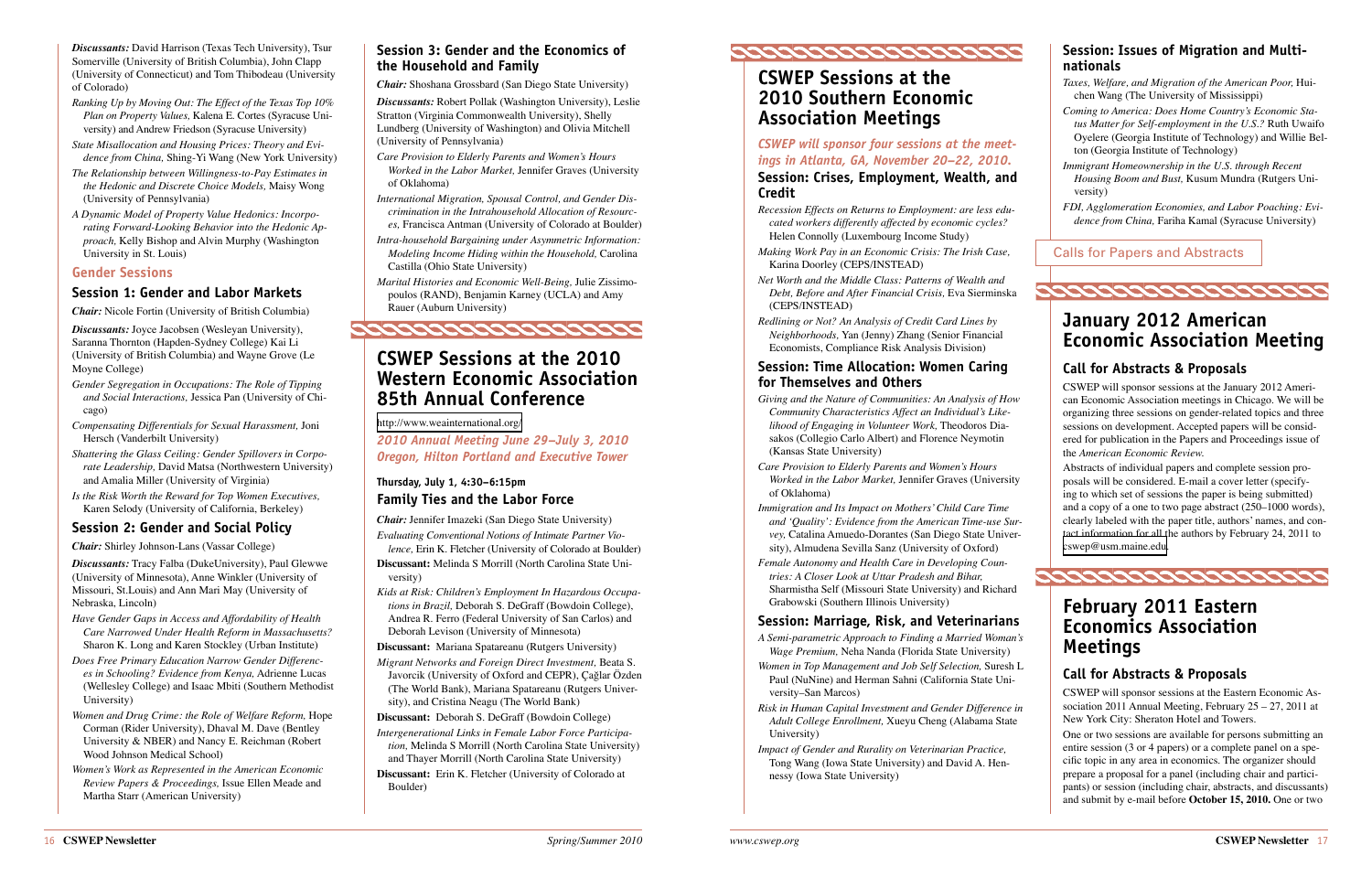*Discussants:* David Harrison (Texas Tech University), Tsur Somerville (University of British Columbia), John Clapp (University of Connecticut) and Tom Thibodeau (University of Colorado)

*Ranking Up by Moving Out: The Effect of the Texas Top 10% Plan on Property Values,* Kalena E. Cortes (Syracuse University) and Andrew Friedson (Syracuse University)

*State Misallocation and Housing Prices: Theory and Evidence from China,* Shing-Yi Wang (New York University)

*The Relationship between Willingness-to-Pay Estimates in the Hedonic and Discrete Choice Models,* Maisy Wong (University of Pennsylvania)

*A Dynamic Model of Property Value Hedonics: Incorporating Forward-Looking Behavior into the Hedonic Approach,* Kelly Bishop and Alvin Murphy (Washington University in St. Louis)

## Gender Sessions

### Session 1: Gender and Labor Markets

*Chair:* Nicole Fortin (University of British Columbia)

*Discussants:* Joyce Jacobsen (Wesleyan University), Saranna Thornton (Hapden-Sydney College) Kai Li (University of British Columbia) and Wayne Grove (Le Moyne College)

*Gender Segregation in Occupations: The Role of Tipping and Social Interactions,* Jessica Pan (University of Chicago)

*Compensating Differentials for Sexual Harassment,* Joni Hersch (Vanderbilt University)

*Shattering the Glass Ceiling: Gender Spillovers in Corporate Leadership,* David Matsa (Northwestern University) and Amalia Miller (University of Virginia)

*Is the Risk Worth the Reward for Top Women Executives,* Karen Selody (University of California, Berkeley)

### Session 2: Gender and Social Policy

*Chair:* Shirley Johnson-Lans (Vassar College)

*Discussants:* Tracy Falba (DukeUniversity), Paul Glewwe (University of Minnesota), Anne Winkler (University of Missouri, St.Louis) and Ann Mari May (University of Nebraska, Lincoln)

*Have Gender Gaps in Access and Affordability of Health Care Narrowed Under Health Reform in Massachusetts?* Sharon K. Long and Karen Stockley (Urban Institute)

*Does Free Primary Education Narrow Gender Differences in Schooling? Evidence from Kenya,* Adrienne Lucas (Wellesley College) and Isaac Mbiti (Southern Methodist University)

*Women and Drug Crime: the Role of Welfare Reform,* Hope Corman (Rider University), Dhaval M. Dave (Bentley University & NBER) and Nancy E. Reichman (Robert Wood Johnson Medical School)

*Women's Work as Represented in the American Economic Review Papers & Proceedings,* Issue Ellen Meade and Martha Starr (American University)

### Session 3: Gender and the Economics of the Household and Family

*Chair:* Shoshana Grossbard (San Diego State University)

*Discussants:* Robert Pollak (Washington University), Leslie Stratton (Virginia Commonwealth University), Shelly Lundberg (University of Washington) and Olivia Mitchell (University of Pennsylvania)

*Care Provision to Elderly Parents and Women's Hours Worked in the Labor Market,* Jennifer Graves (University of Oklahoma)

*International Migration, Spousal Control, and Gender Discrimination in the Intrahousehold Allocation of Resources,* Francisca Antman (University of Colorado at Boulder)

*Intra-household Bargaining under Asymmetric Information: Modeling Income Hiding within the Household,* Carolina Castilla (Ohio State University)

*Marital Histories and Economic Well-Being,* Julie Zissimopoulos (RAND), Benjamin Karney (UCLA) and Amy Rauer (Auburn University)

# CSWEP Sessions at the 2010 Western Economic Association 85th Annual Conference

http://www.weainternational.org/

***2010 Annual Meeting June 29–July 3, 2010 Oregon, Hilton Portland and Executive Tower***

**Thursday, July 1, 4:30–6:15pm**

### Family Ties and the Labor Force

*Chair:* Jennifer Imazeki (San Diego State University)

*Evaluating Conventional Notions of Intimate Partner Violence,* Erin K. Fletcher (University of Colorado at Boulder)

**Discussant:** Melinda S Morrill (North Carolina State University)

*Kids at Risk: Children's Employment In Hazardous Occupations in Brazil,* Deborah S. DeGraff (Bowdoin College), Andrea R. Ferro (Federal University of San Carlos) and Deborah Levison (University of Minnesota)

**Discussant:** Mariana Spatareanu (Rutgers University)

*Migrant Networks and Foreign Direct Investment,* Beata S. Javorcik (University of Oxford and CEPR), Çağlar Özden (The World Bank), Mariana Spatareanu (Rutgers University), and Cristina Neagu (The World Bank)

**Discussant:** Deborah S. DeGraff (Bowdoin College)

*Intergenerational Links in Female Labor Force Participation,* Melinda S Morrill (North Carolina State University) and Thayer Morrill (North Carolina State University)

**Discussant:** Erin K. Fletcher (University of Colorado at Boulder)

# CSWEP Sessions at the 2010 Southern Economic Association Meetings

***CSWEP will sponsor four sessions at the meetings in Atlanta, GA, November 20–22, 2010.***

### Session: Crises, Employment, Wealth, and Credit

*Recession Effects on Returns to Employment: are less educated workers differently affected by economic cycles?* Helen Connolly (Luxembourg Income Study)

*Making Work Pay in an Economic Crisis: The Irish Case,* Karina Doorley (CEPS/INSTEAD)

*Net Worth and the Middle Class: Patterns of Wealth and Debt, Before and After Financial Crisis,* Eva Sierminska (CEPS/INSTEAD)

*Redlining or Not? An Analysis of Credit Card Lines by Neighborhoods,* Yan (Jenny) Zhang (Senior Financial Economists, Compliance Risk Analysis Division)

### Session: Time Allocation: Women Caring for Themselves and Others

*Giving and the Nature of Communities: An Analysis of How Community Characteristics Affect an Individual's Likelihood of Engaging in Volunteer Work,* Theodoros Diasakos (Collegio Carlo Albert) and Florence Neymotin (Kansas State University)

*Care Provision to Elderly Parents and Women's Hours Worked in the Labor Market,* Jennifer Graves (University of Oklahoma)

*Immigration and Its Impact on Mothers' Child Care Time and 'Quality': Evidence from the American Time-use Survey,* Catalina Amuedo-Dorantes (San Diego State University), Almudena Sevilla Sanz (University of Oxford)

*Female Autonomy and Health Care in Developing Countries: A Closer Look at Uttar Pradesh and Bihar,* Sharmistha Self (Missouri State University) and Richard Grabowski (Southern Illinois University)

### Session: Marriage, Risk, and Veterinarians

*A Semi-parametric Approach to Finding a Married Woman's Wage Premium,* Neha Nanda (Florida State University)

*Women in Top Management and Job Self Selection,* Suresh L Paul (NuNine) and Herman Sahni (California State University–San Marcos)

*Risk in Human Capital Investment and Gender Difference in Adult College Enrollment,* Xueyu Cheng (Alabama State University)

*Impact of Gender and Rurality on Veterinarian Practice,* Tong Wang (Iowa State University) and David A. Hennessy (Iowa State University)

### Session: Issues of Migration and Multinationals

*Taxes, Welfare, and Migration of the American Poor,* Huichen Wang (The University of Mississippi)

*Coming to America: Does Home Country's Economic Status Matter for Self-employment in the U.S.?* Ruth Uwaifo Oyelere (Georgia Institute of Technology) and Willie Belton (Georgia Institute of Technology)

*Immigrant Homeownership in the U.S. through Recent Housing Boom and Bust,* Kusum Mundra (Rutgers University)

*FDI, Agglomeration Economies, and Labor Poaching: Evidence from China,* Fariha Kamal (Syracuse University)

## Calls for Papers and Abstracts

# January 2012 American Economic Association Meeting

### Call for Abstracts & Proposals

CSWEP will sponsor sessions at the January 2012 American Economic Association meetings in Chicago. We will be organizing three sessions on gender-related topics and three sessions on development. Accepted papers will be considered for publication in the Papers and Proceedings issue of the *American Economic Review.*

Abstracts of individual papers and complete session proposals will be considered. E-mail a cover letter (specifying to which set of sessions the paper is being submitted) and a copy of a one to two page abstract (250–1000 words), clearly labeled with the paper title, authors' names, and contact information for all the authors by February 24, 2011 to cswep@usm.maine.edu.

# February 2011 Eastern Economics Association Meetings

### Call for Abstracts & Proposals

CSWEP will sponsor sessions at the Eastern Economic Association 2011 Annual Meeting, February 25 – 27, 2011 at New York City: Sheraton Hotel and Towers.

One or two sessions are available for persons submitting an entire session (3 or 4 papers) or a complete panel on a specific topic in any area in economics. The organizer should prepare a proposal for a panel (including chair and participants) or session (including chair, abstracts, and discussants) and submit by e-mail before **October 15, 2010.** One or two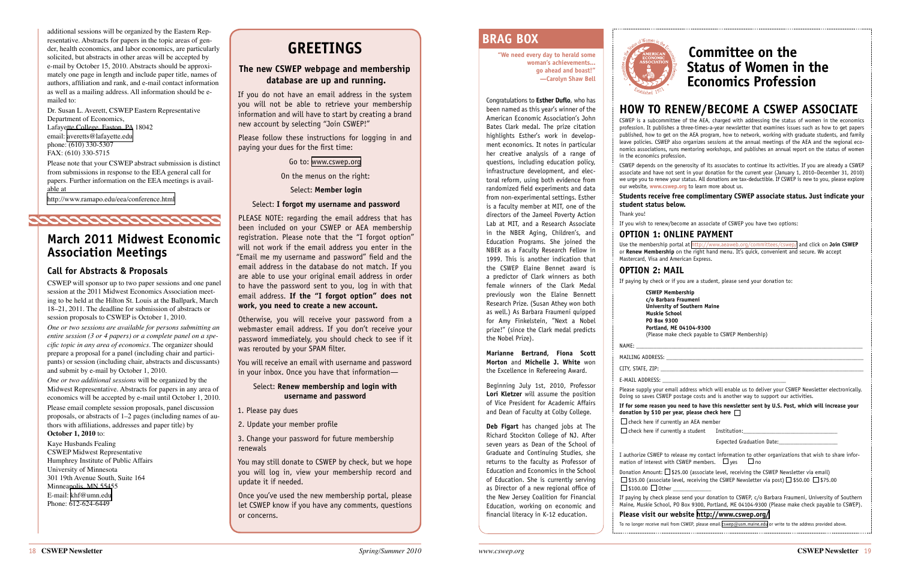additional sessions will be organized by the Eastern Representative. Abstracts for papers in the topic areas of gender, health economics, and labor economics, are particularly solicited, but abstracts in other areas will be accepted by e-mail by October 15, 2010. Abstracts should be approximately one page in length and include paper title, names of authors, affiliation and rank, and e-mail contact information as well as a mailing address. All information should be e-mailed to:

Dr. Susan L. Averett, CSWEP Eastern Representative
Department of Economics,
Lafayette College, Easton, PA 18042
email: averetts@lafayette.edu
phone: (610) 330-5307
FAX: (610) 330-5715

Please note that your CSWEP abstract submission is distinct from submissions in response to the EEA general call for papers. Further information on the EEA meetings is available at

http://www.ramapo.edu/eea/conference.html

## March 2011 Midwest Economic Association Meetings

### Call for Abstracts & Proposals

CSWEP will sponsor up to two paper sessions and one panel session at the 2011 Midwest Economics Association meeting to be held at the Hilton St. Louis at the Ballpark, March 18–21, 2011. The deadline for submission of abstracts or session proposals to CSWEP is October 1, 2010.

*One or two sessions are available for persons submitting an entire session (3 or 4 papers) or a complete panel on a specific topic in any area of economics*. The organizer should prepare a proposal for a panel (including chair and participants) or session (including chair, abstracts and discussants) and submit by e-mail by October 1, 2010.

*One or two additional sessions* will be organized by the Midwest Representative. Abstracts for papers in any area of economics will be accepted by e-mail until October 1, 2010.

Please email complete session proposals, panel discussion proposals, or abstracts of 1–2 pages (including names of authors with affiliations, addresses and paper title) by **October 1, 2010** to:

Kaye Husbands Fealing
CSWEP Midwest Representative
Humphrey Institute of Public Affairs
University of Minnesota
301 19th Avenue South, Suite 164
Minneapolis, MN 55455
E-mail: khf@umn.edu
Phone: 612-624-6449

## GREETINGS

### The new CSWEP webpage and membership database are up and running.

If you do not have an email address in the system you will not be able to retrieve your membership information and will have to start by creating a brand new account by selecting "Join CSWEP!"

Please follow these instructions for logging in and paying your dues for the first time:

Go to: www.cswep.org

On the menus on the right:

Select: **Member login**

Select: **I forgot my username and password**

PLEASE NOTE: regarding the email address that has been included on your CSWEP or AEA membership registration. Please note that the "I forgot option" will not work if the email address you enter in the "Email me my username and password" field and the email address in the database do not match. If you are able to use your original email address in order to have the password sent to you, log in with that email address. **If the "I forgot option" does not work, you need to create a new account.**

Otherwise, you will receive your password from a webmaster email address. If you don't receive your password immediately, you should check to see if it was rerouted by your SPAM filter.

You will receive an email with username and password in your inbox. Once you have that information—

Select: **Renew membership and login with username and password**

1. Please pay dues
2. Update your member profile
3. Change your password for future membership renewals

You may still donate to CSWEP by check, but we hope you will log in, view your membership record and update it if needed.

Once you've used the new membership portal, please let CSWEP know if you have any comments, questions or concerns.

## BRAG BOX

**"We need every day to herald some woman's achievements... go ahead and boast!" —Carolyn Shaw Bell**

Congratulations to **Esther Duflo**, who has been named as this year's winner of the American Economic Association's John Bates Clark medal. The prize citation highlights Esther's work in development economics. It notes in particular her creative analysis of a range of questions, including education policy, infrastructure development, and electoral reform, using both evidence from randomized field experiments and data from non-experimental settings. Esther is a faculty member at MIT, one of the directors of the Jameel Poverty Action Lab at MIT, and a Research Associate in the NBER Aging, Children's, and Education Programs. She joined the NBER as a Faculty Research Fellow in 1999. This is another indication that the CSWEP Elaine Bennet award is a predictor of Clark winners as both female winners of the Clark Medal previously won the Elaine Bennett Research Prize. (Susan Athey won both as well.) As Barbara Fraumeni quipped for Amy Finkelstein, "Next a Nobel prize!" (since the Clark medal predicts the Nobel Prize).

**Marianne Bertrand, Fiona Scott Morton** and **Michelle J. White** won the Excellence in Refereeing Award.

Beginning July 1st, 2010, Professor **Lori Kletzer** will assume the position of Vice President for Academic Affairs and Dean of Faculty at Colby College.

**Deb Figart** has changed jobs at The Richard Stockton College of NJ. After seven years as Dean of the School of Graduate and Continuing Studies, she returns to the faculty as Professor of Education and Economics in the School of Education. She is currently serving as Director of a new regional office of the New Jersey Coalition for Financial Education, working on economic and financial literacy in K-12 education.

## Committee on the Status of Women in the Economics Profession

## HOW TO RENEW/BECOME A CSWEP ASSOCIATE

CSWEP is a subcommittee of the AEA, charged with addressing the status of women in the economics profession. It publishes a three-times-a-year newsletter that examines issues such as how to get papers published, how to get on the AEA program, how to network, working with graduate students, and family leave policies. CSWEP also organizes sessions at the annual meetings of the AEA and the regional economics associations, runs mentoring workshops, and publishes an annual report on the status of women in the economics profession.

CSWEP depends on the generosity of its associates to continue its activities. If you are already a CSWEP associate and have not sent in your donation for the current year (January 1, 2010–December 31, 2010) we urge you to renew your status. All donations are tax-deductible. If CSWEP is new to you, please explore our website, www.cswep.org to learn more about us.

**Students receive free complimentary CSWEP associate status. Just indicate your student status below.**

Thank you!

If you wish to renew/become an associate of CSWEP you have two options:

### OPTION 1: ONLINE PAYMENT

Use the membership portal at http://www.aeaweb.org/committees/cswep/ and click on **Join CSWEP** or **Renew Membership** on the right hand menu. It's quick, convenient and secure. We accept Mastercard, Visa and American Express.

### OPTION 2: MAIL

If paying by check or if you are a student, please send your donation to:

**CSWEP Membership**
**c/o Barbara Fraumeni**
**University of Southern Maine**
**Muskie School**
**PO Box 9300**
**Portland, ME 04104-9300**
(Please make check payable to CSWEP Membership)

NAME: ______________________________

MAILING ADDRESS: ______________________________

CITY, STATE, ZIP: ______________________________

E-MAIL ADDRESS: ______________________________

Please supply your email address which will enable us to deliver your CSWEP Newsletter electronically. Doing so saves CSWEP postage costs and is another way to support our activities.

**If for some reason you need to have this newsletter sent by U.S. Post, which will increase your donation by $10 per year, please check here** ☐

☐ check here if currently an AEA member

☐ check here if currently a student  Institution: ______________________

Expected Graduation Date: ______________

I authorize CSWEP to release my contact information to other organizations that wish to share information of interest with CSWEP members. ☐ yes ☐ no

Donation Amount: ☐ $25.00 (associate level, receiving the CSWEP Newsletter via email)
☐ $35.00 (associate level, receiving the CSWEP Newsletter via post) ☐ $50.00 ☐ $75.00
☐ $100.00 ☐ Other __________

If paying by check please send your donation to CSWEP, c/o Barbara Fraumeni, University of Southern Maine, Muskie School, PO Box 9300, Portland, ME 04104-9300 (Please make check payable to CSWEP).

**Please visit our website http://www.cswep.org/**

To no longer receive mail from CSWEP, please email cswep@usm.maine.edu or write to the address provided above.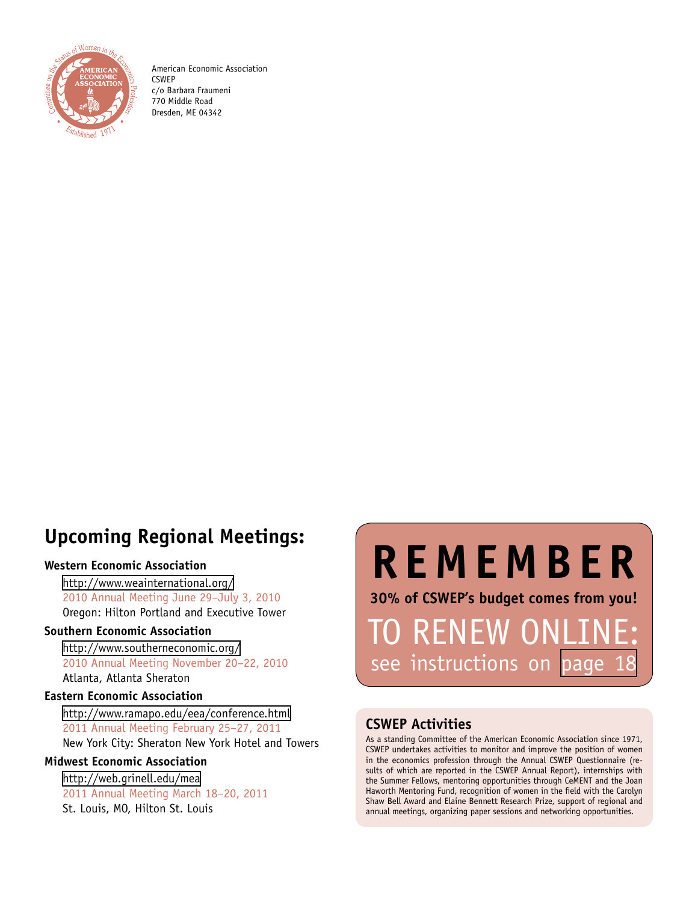American Economic Association
CSWEP
c/o Barbara Fraumeni
770 Middle Road
Dresden, ME 04342

## Upcoming Regional Meetings:

**Western Economic Association**

http://www.weainternational.org/
2010 Annual Meeting June 29–July 3, 2010
Oregon: Hilton Portland and Executive Tower

**Southern Economic Association**

http://www.southerneconomic.org/
2010 Annual Meeting November 20–22, 2010
Atlanta, Atlanta Sheraton

**Eastern Economic Association**

http://www.ramapo.edu/eea/conference.html
2011 Annual Meeting February 25–27, 2011
New York City: Sheraton New York Hotel and Towers

**Midwest Economic Association**

http://web.grinell.edu/mea
2011 Annual Meeting March 18–20, 2011
St. Louis, MO, Hilton St. Louis

# REMEMBER

**30% of CSWEP's budget comes from you!**

TO RENEW ONLINE:
see instructions on page 18

## CSWEP Activities

As a standing Committee of the American Economic Association since 1971, CSWEP undertakes activities to monitor and improve the position of women in the economics profession through the Annual CSWEP Questionnaire (results of which are reported in the CSWEP Annual Report), internships with the Summer Fellows, mentoring opportunities through CeMENT and the Joan Haworth Mentoring Fund, recognition of women in the field with the Carolyn Shaw Bell Award and Elaine Bennett Research Prize, support of regional and annual meetings, organizing paper sessions and networking opportunities.